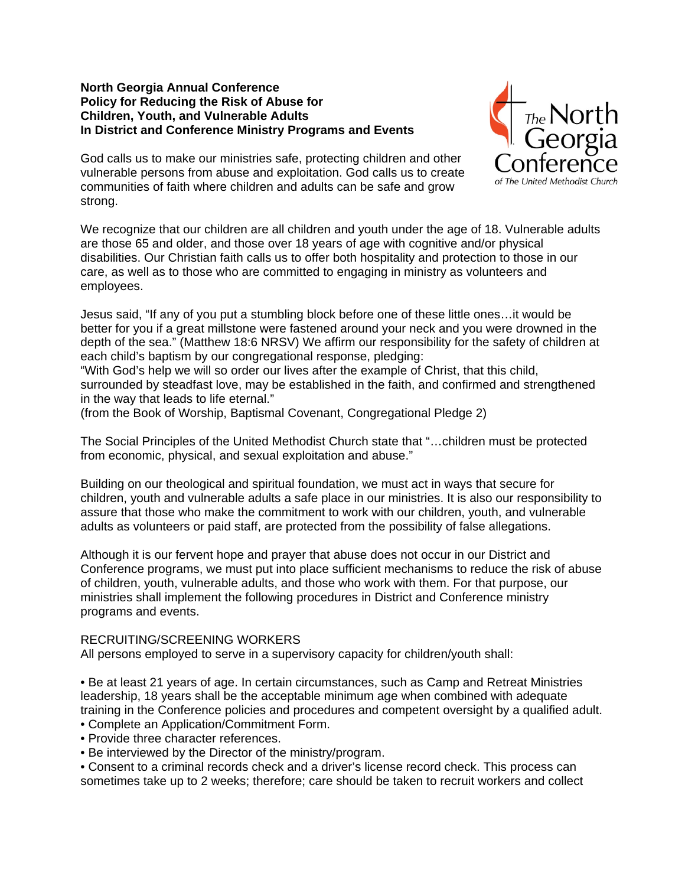**North Georgia Annual Conference**
**Policy for Reducing the Risk of Abuse for**
**Children, Youth, and Vulnerable Adults**
**In District and Conference Ministry Programs and Events**

God calls us to make our ministries safe, protecting children and other vulnerable persons from abuse and exploitation. God calls us to create communities of faith where children and adults can be safe and grow strong.

We recognize that our children are all children and youth under the age of 18. Vulnerable adults are those 65 and older, and those over 18 years of age with cognitive and/or physical disabilities. Our Christian faith calls us to offer both hospitality and protection to those in our care, as well as to those who are committed to engaging in ministry as volunteers and employees.

Jesus said, "If any of you put a stumbling block before one of these little ones…it would be better for you if a great millstone were fastened around your neck and you were drowned in the depth of the sea." (Matthew 18:6 NRSV) We affirm our responsibility for the safety of children at each child's baptism by our congregational response, pledging:
"With God's help we will so order our lives after the example of Christ, that this child, surrounded by steadfast love, may be established in the faith, and confirmed and strengthened in the way that leads to life eternal."
(from the Book of Worship, Baptismal Covenant, Congregational Pledge 2)

The Social Principles of the United Methodist Church state that "…children must be protected from economic, physical, and sexual exploitation and abuse."

Building on our theological and spiritual foundation, we must act in ways that secure for children, youth and vulnerable adults a safe place in our ministries. It is also our responsibility to assure that those who make the commitment to work with our children, youth, and vulnerable adults as volunteers or paid staff, are protected from the possibility of false allegations.

Although it is our fervent hope and prayer that abuse does not occur in our District and Conference programs, we must put into place sufficient mechanisms to reduce the risk of abuse of children, youth, vulnerable adults, and those who work with them. For that purpose, our ministries shall implement the following procedures in District and Conference ministry programs and events.

RECRUITING/SCREENING WORKERS
All persons employed to serve in a supervisory capacity for children/youth shall:

- Be at least 21 years of age. In certain circumstances, such as Camp and Retreat Ministries leadership, 18 years shall be the acceptable minimum age when combined with adequate training in the Conference policies and procedures and competent oversight by a qualified adult.
- Complete an Application/Commitment Form.
- Provide three character references.
- Be interviewed by the Director of the ministry/program.
- Consent to a criminal records check and a driver's license record check. This process can sometimes take up to 2 weeks; therefore; care should be taken to recruit workers and collect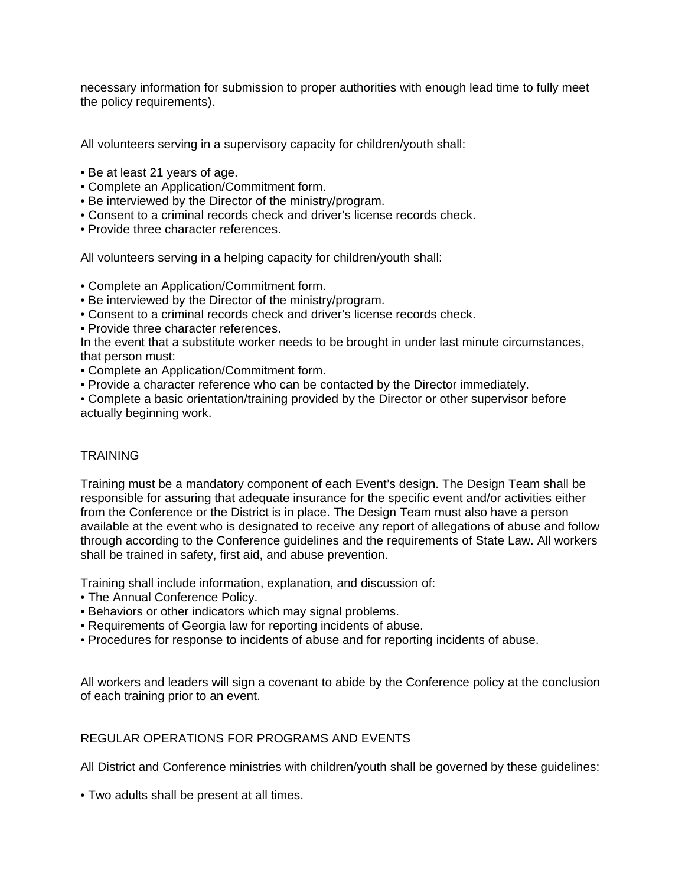necessary information for submission to proper authorities with enough lead time to fully meet the policy requirements).

All volunteers serving in a supervisory capacity for children/youth shall:

- Be at least 21 years of age.
- Complete an Application/Commitment form.
- Be interviewed by the Director of the ministry/program.
- Consent to a criminal records check and driver's license records check.
- Provide three character references.

All volunteers serving in a helping capacity for children/youth shall:

- Complete an Application/Commitment form.
- Be interviewed by the Director of the ministry/program.
- Consent to a criminal records check and driver's license records check.
- Provide three character references.

In the event that a substitute worker needs to be brought in under last minute circumstances, that person must:

- Complete an Application/Commitment form.
- Provide a character reference who can be contacted by the Director immediately.
- Complete a basic orientation/training provided by the Director or other supervisor before actually beginning work.

## TRAINING

Training must be a mandatory component of each Event's design. The Design Team shall be responsible for assuring that adequate insurance for the specific event and/or activities either from the Conference or the District is in place. The Design Team must also have a person available at the event who is designated to receive any report of allegations of abuse and follow through according to the Conference guidelines and the requirements of State Law. All workers shall be trained in safety, first aid, and abuse prevention.

Training shall include information, explanation, and discussion of:

- The Annual Conference Policy.
- Behaviors or other indicators which may signal problems.
- Requirements of Georgia law for reporting incidents of abuse.
- Procedures for response to incidents of abuse and for reporting incidents of abuse.

All workers and leaders will sign a covenant to abide by the Conference policy at the conclusion of each training prior to an event.

## REGULAR OPERATIONS FOR PROGRAMS AND EVENTS

All District and Conference ministries with children/youth shall be governed by these guidelines:

- Two adults shall be present at all times.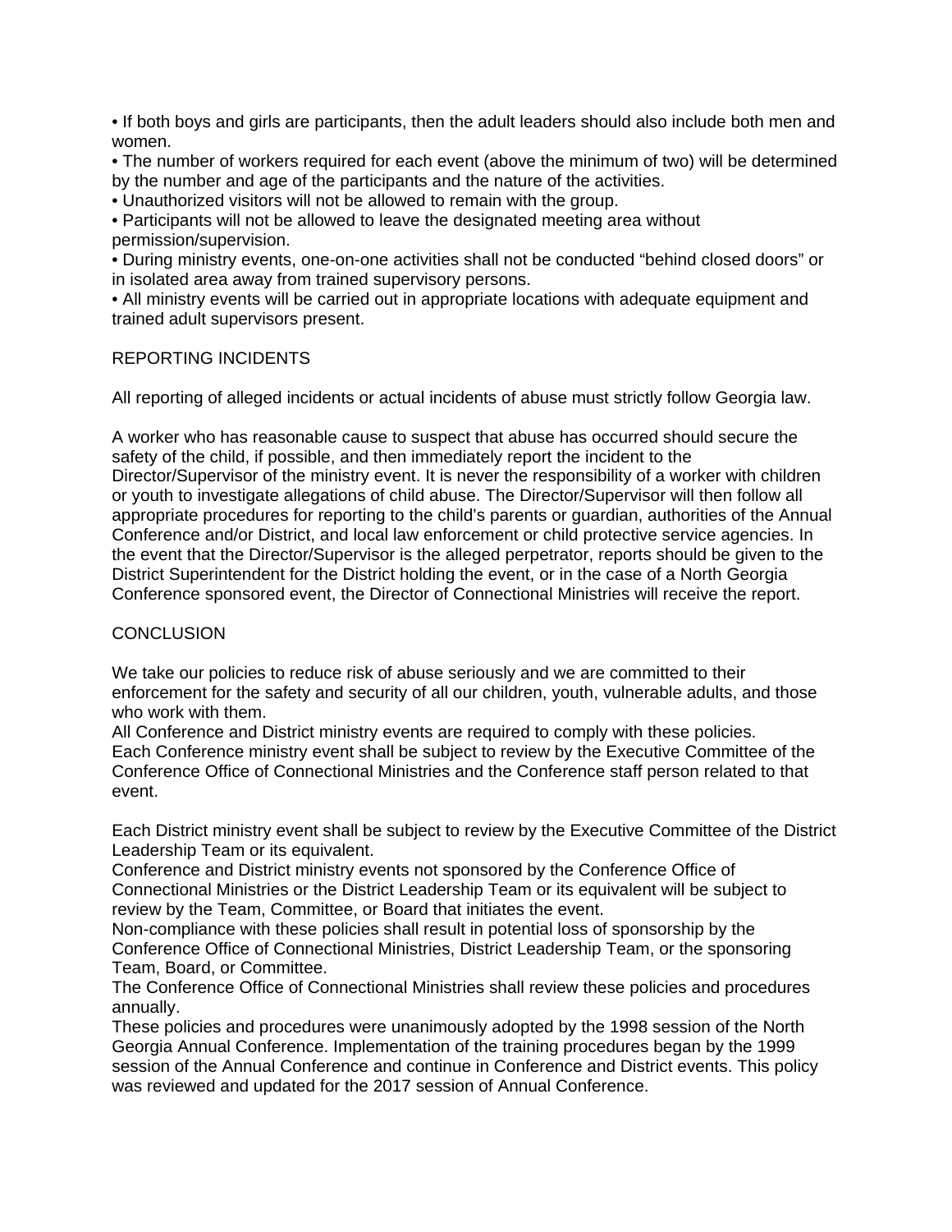- If both boys and girls are participants, then the adult leaders should also include both men and women.
- The number of workers required for each event (above the minimum of two) will be determined by the number and age of the participants and the nature of the activities.
- Unauthorized visitors will not be allowed to remain with the group.
- Participants will not be allowed to leave the designated meeting area without permission/supervision.
- During ministry events, one-on-one activities shall not be conducted “behind closed doors” or in isolated area away from trained supervisory persons.
- All ministry events will be carried out in appropriate locations with adequate equipment and trained adult supervisors present.

## REPORTING INCIDENTS

All reporting of alleged incidents or actual incidents of abuse must strictly follow Georgia law.

A worker who has reasonable cause to suspect that abuse has occurred should secure the safety of the child, if possible, and then immediately report the incident to the Director/Supervisor of the ministry event. It is never the responsibility of a worker with children or youth to investigate allegations of child abuse. The Director/Supervisor will then follow all appropriate procedures for reporting to the child's parents or guardian, authorities of the Annual Conference and/or District, and local law enforcement or child protective service agencies. In the event that the Director/Supervisor is the alleged perpetrator, reports should be given to the District Superintendent for the District holding the event, or in the case of a North Georgia Conference sponsored event, the Director of Connectional Ministries will receive the report.

## CONCLUSION

We take our policies to reduce risk of abuse seriously and we are committed to their enforcement for the safety and security of all our children, youth, vulnerable adults, and those who work with them.
All Conference and District ministry events are required to comply with these policies.
Each Conference ministry event shall be subject to review by the Executive Committee of the Conference Office of Connectional Ministries and the Conference staff person related to that event.

Each District ministry event shall be subject to review by the Executive Committee of the District Leadership Team or its equivalent.
Conference and District ministry events not sponsored by the Conference Office of Connectional Ministries or the District Leadership Team or its equivalent will be subject to review by the Team, Committee, or Board that initiates the event.
Non-compliance with these policies shall result in potential loss of sponsorship by the Conference Office of Connectional Ministries, District Leadership Team, or the sponsoring Team, Board, or Committee.
The Conference Office of Connectional Ministries shall review these policies and procedures annually.
These policies and procedures were unanimously adopted by the 1998 session of the North Georgia Annual Conference. Implementation of the training procedures began by the 1999 session of the Annual Conference and continue in Conference and District events. This policy was reviewed and updated for the 2017 session of Annual Conference.